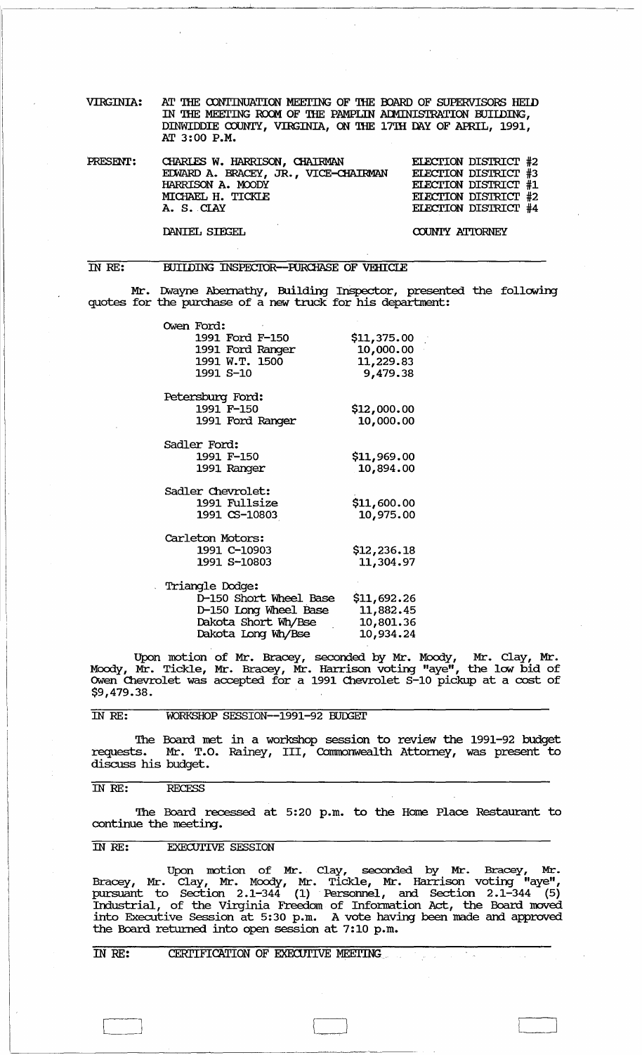VIRGINIA: AT THE CONTINUATION MEETING OF THE BOARD OF SUPERVISORS HELD IN THE MEETING ROOM OF THE PAMPLIN ADMINISTRATION BUILDING, DINWIDDIE COUNTY, VIRGINIA, ON THE 17TH DAY OF APRIL, 1991, AT 3:00 P.M.

| PRESENT: | | |
|---|---|---|
| | CHARLES W. HARRISON, CHAIRMAN | ELECTION DISTRICT #2 |
| | EDWARD A. BRACEY, JR., VICE-CHAIRMAN | ELECTION DISTRICT #3 |
| | HARRISON A. MOODY | ELECTION DISTRICT #1 |
| | MICHAEL H. TICKLE | ELECTION DISTRICT #2 |
| | A. S. CLAY | ELECTION DISTRICT #4 |
| | DANIEL SIEGEL | COUNTY ATTORNEY |

IN RE: BUILDING INSPECTOR--PURCHASE OF VEHICLE

Mr. Dwayne Abernathy, Building Inspector, presented the following quotes for the purchase of a new truck for his department:

| | |
|---|---|
| **Owen Ford:** | |
| 1991 Ford F-150 | $11,375.00 |
| 1991 Ford Ranger | 10,000.00 |
| 1991 W.T. 1500 | 11,229.83 |
| 1991 S-10 | 9,479.38 |
| **Petersburg Ford:** | |
| 1991 F-150 | $12,000.00 |
| 1991 Ford Ranger | 10,000.00 |
| **Sadler Ford:** | |
| 1991 F-150 | $11,969.00 |
| 1991 Ranger | 10,894.00 |
| **Sadler Chevrolet:** | |
| 1991 Fullsize | $11,600.00 |
| 1991 CS-10803 | 10,975.00 |
| **Carleton Motors:** | |
| 1991 C-10903 | $12,236.18 |
| 1991 S-10803 | 11,304.97 |
| **Triangle Dodge:** | |
| D-150 Short Wheel Base | $11,692.26 |
| D-150 Long Wheel Base | 11,882.45 |
| Dakota Short Wh/Bse | 10,801.36 |
| Dakota Long Wh/Bse | 10,934.24 |

Upon motion of Mr. Bracey, seconded by Mr. Moody, Mr. Clay, Mr. Moody, Mr. Tickle, Mr. Bracey, Mr. Harrison voting "aye", the low bid of Owen Chevrolet was accepted for a 1991 Chevrolet S-10 pickup at a cost of $9,479.38.

IN RE: WORKSHOP SESSION--1991-92 BUDGET

The Board met in a workshop session to review the 1991-92 budget requests. Mr. T.O. Rainey, III, Commonwealth Attorney, was present to discuss his budget.

IN RE: RECESS

The Board recessed at 5:20 p.m. to the Home Place Restaurant to continue the meeting.

IN RE: EXECUTIVE SESSION

Upon motion of Mr. Clay, seconded by Mr. Bracey, Mr. Bracey, Mr. Clay, Mr. Moody, Mr. Tickle, Mr. Harrison voting "aye", pursuant to Section 2.1-344 (1) Personnel, and Section 2.1-344 (5) Industrial, of the Virginia Freedom of Information Act, the Board moved into Executive Session at 5:30 p.m. A vote having been made and approved the Board returned into open session at 7:10 p.m.

IN RE: CERTIFICATION OF EXECUTIVE MEETING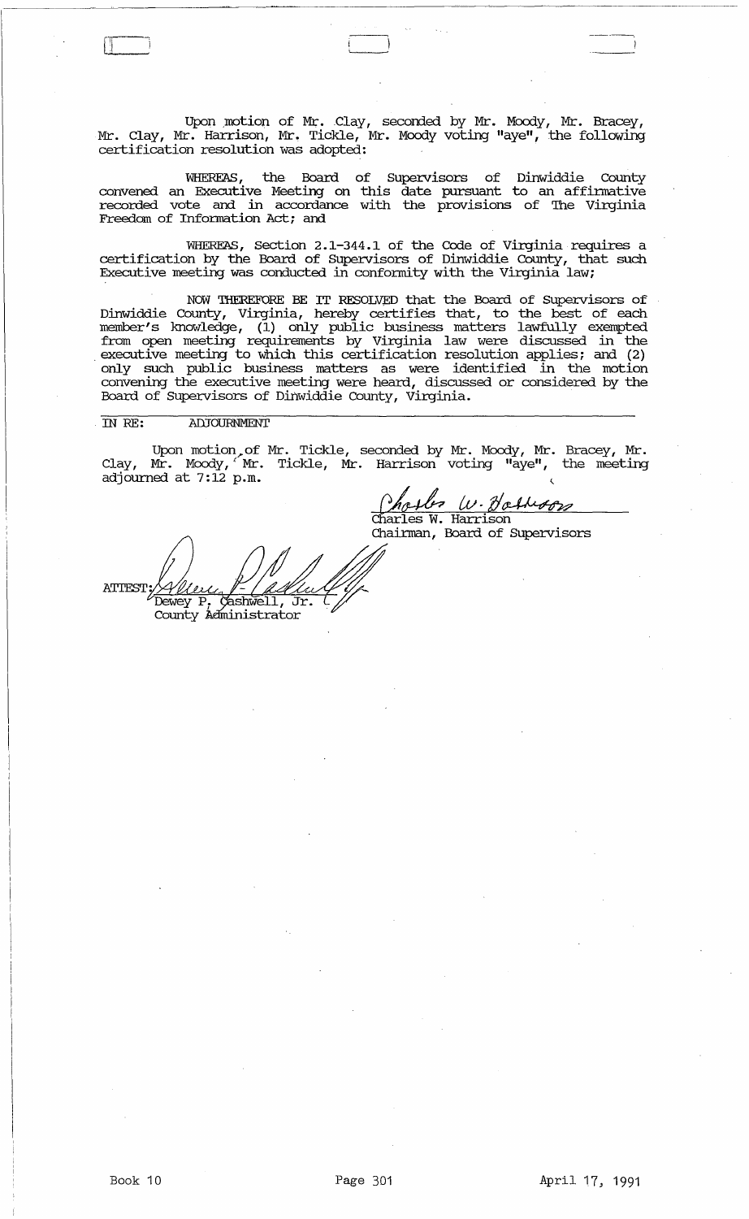Upon motion of Mr. Clay, seconded by Mr. Moody, Mr. Bracey, Mr. Clay, Mr. Harrison, Mr. Tickle, Mr. Moody voting "aye", the following certification resolution was adopted:

WHEREAS, the Board of Supervisors of Dinwiddie County convened an Executive Meeting on this date pursuant to an affirmative recorded vote and in accordance with the provisions of The Virginia Freedom of Information Act; and

WHEREAS, Section 2.1-344.1 of the Code of Virginia requires a certification by the Board of Supervisors of Dinwiddie County, that such Executive meeting was conducted in conformity with the Virginia law;

NOW THEREFORE BE IT RESOLVED that the Board of Supervisors of Dinwiddie County, Virginia, hereby certifies that, to the best of each member's knowledge, (1) only public business matters lawfully exempted from open meeting requirements by Virginia law were discussed in the executive meeting to which this certification resolution applies; and (2) only such public business matters as were identified in the motion convening the executive meeting were heard, discussed or considered by the Board of Supervisors of Dinwiddie County, Virginia.

IN RE: ADJOURNMENT

Upon motion of Mr. Tickle, seconded by Mr. Moody, Mr. Bracey, Mr. Clay, Mr. Moody, Mr. Tickle, Mr. Harrison voting "aye", the meeting adjourned at 7:12 p.m.

Charles W. Harrison
Chairman, Board of Supervisors

ATTEST:
Dewey P. Cashwell, Jr.
County Administrator